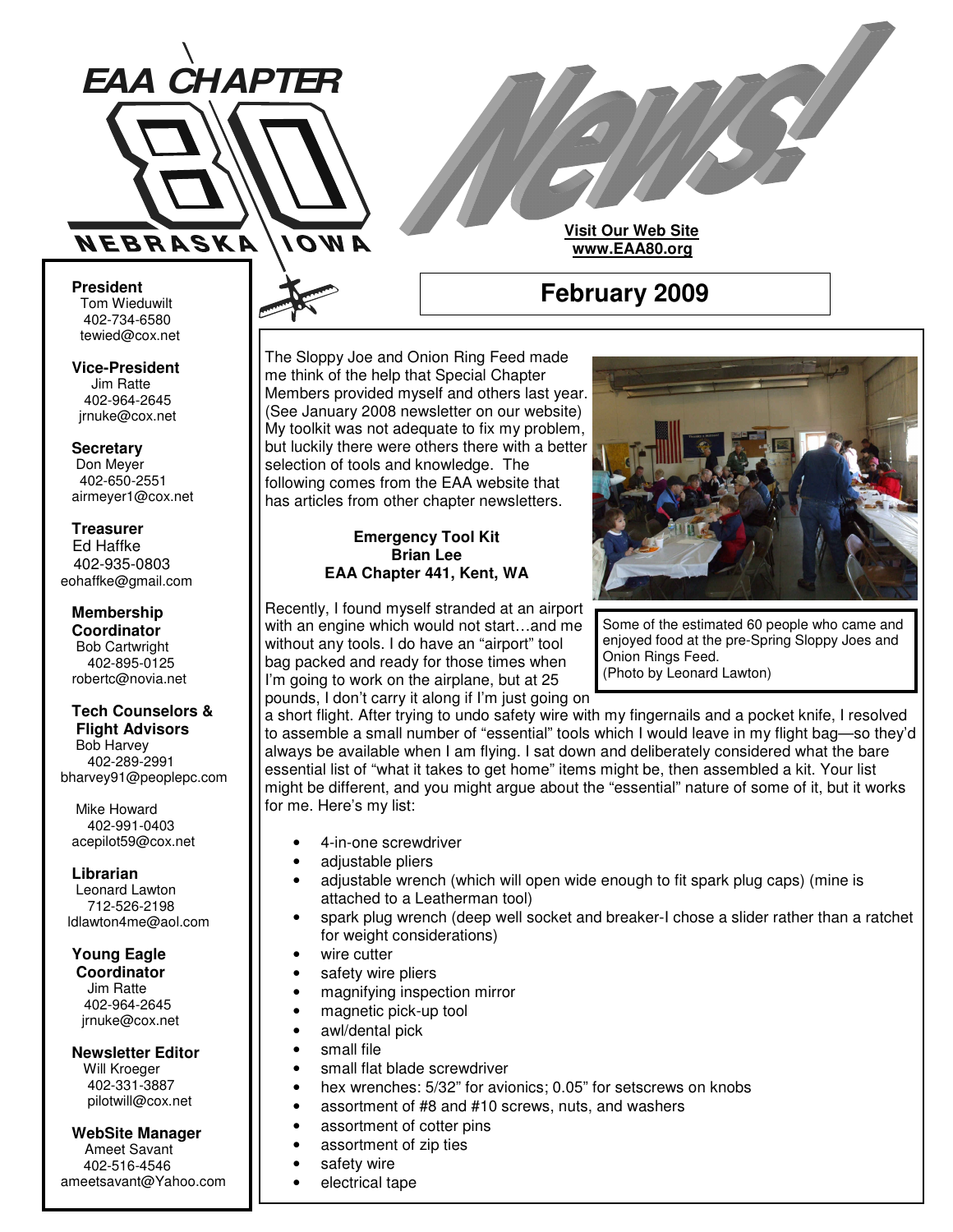# EAA CHAPTER 80 NEBRASKA IOWA News!

**Visit Our Web Site**
**www.EAA80.org**

## February 2009

**President**
Tom Wieduwilt
402-734-6580
tewied@cox.net

**Vice-President**
Jim Ratte
402-964-2645
jrnuke@cox.net

**Secretary**
Don Meyer
402-650-2551
airmeyer1@cox.net

**Treasurer**
Ed Haffke
402-935-0803
eohaffke@gmail.com

**Membership Coordinator**
Bob Cartwright
402-895-0125
robertc@novia.net

**Tech Counselors & Flight Advisors**
Bob Harvey
402-289-2991
bharvey91@peoplepc.com

Mike Howard
402-991-0403
acepilot59@cox.net

**Librarian**
Leonard Lawton
712-526-2198
ldlawton4me@aol.com

**Young Eagle Coordinator**
Jim Ratte
402-964-2645
jrnuke@cox.net

**Newsletter Editor**
Will Kroeger
402-331-3887
pilotwill@cox.net

**WebSite Manager**
Ameet Savant
402-516-4546
ameetsavant@Yahoo.com

The Sloppy Joe and Onion Ring Feed made me think of the help that Special Chapter Members provided myself and others last year. (See January 2008 newsletter on our website) My toolkit was not adequate to fix my problem, but luckily there were others there with a better selection of tools and knowledge. The following comes from the EAA website that has articles from other chapter newsletters.

Some of the estimated 60 people who came and enjoyed food at the pre-Spring Sloppy Joes and Onion Rings Feed.
(Photo by Leonard Lawton)

**Emergency Tool Kit**
**Brian Lee**
**EAA Chapter 441, Kent, WA**

Recently, I found myself stranded at an airport with an engine which would not start…and me without any tools. I do have an "airport" tool bag packed and ready for those times when I'm going to work on the airplane, but at 25 pounds, I don't carry it along if I'm just going on a short flight. After trying to undo safety wire with my fingernails and a pocket knife, I resolved to assemble a small number of "essential" tools which I would leave in my flight bag—so they'd always be available when I am flying. I sat down and deliberately considered what the bare essential list of "what it takes to get home" items might be, then assembled a kit. Your list might be different, and you might argue about the "essential" nature of some of it, but it works for me. Here's my list:

- 4-in-one screwdriver
- adjustable pliers
- adjustable wrench (which will open wide enough to fit spark plug caps) (mine is attached to a Leatherman tool)
- spark plug wrench (deep well socket and breaker-I chose a slider rather than a ratchet for weight considerations)
- wire cutter
- safety wire pliers
- magnifying inspection mirror
- magnetic pick-up tool
- awl/dental pick
- small file
- small flat blade screwdriver
- hex wrenches: 5/32" for avionics; 0.05" for setscrews on knobs
- assortment of #8 and #10 screws, nuts, and washers
- assortment of cotter pins
- assortment of zip ties
- safety wire
- electrical tape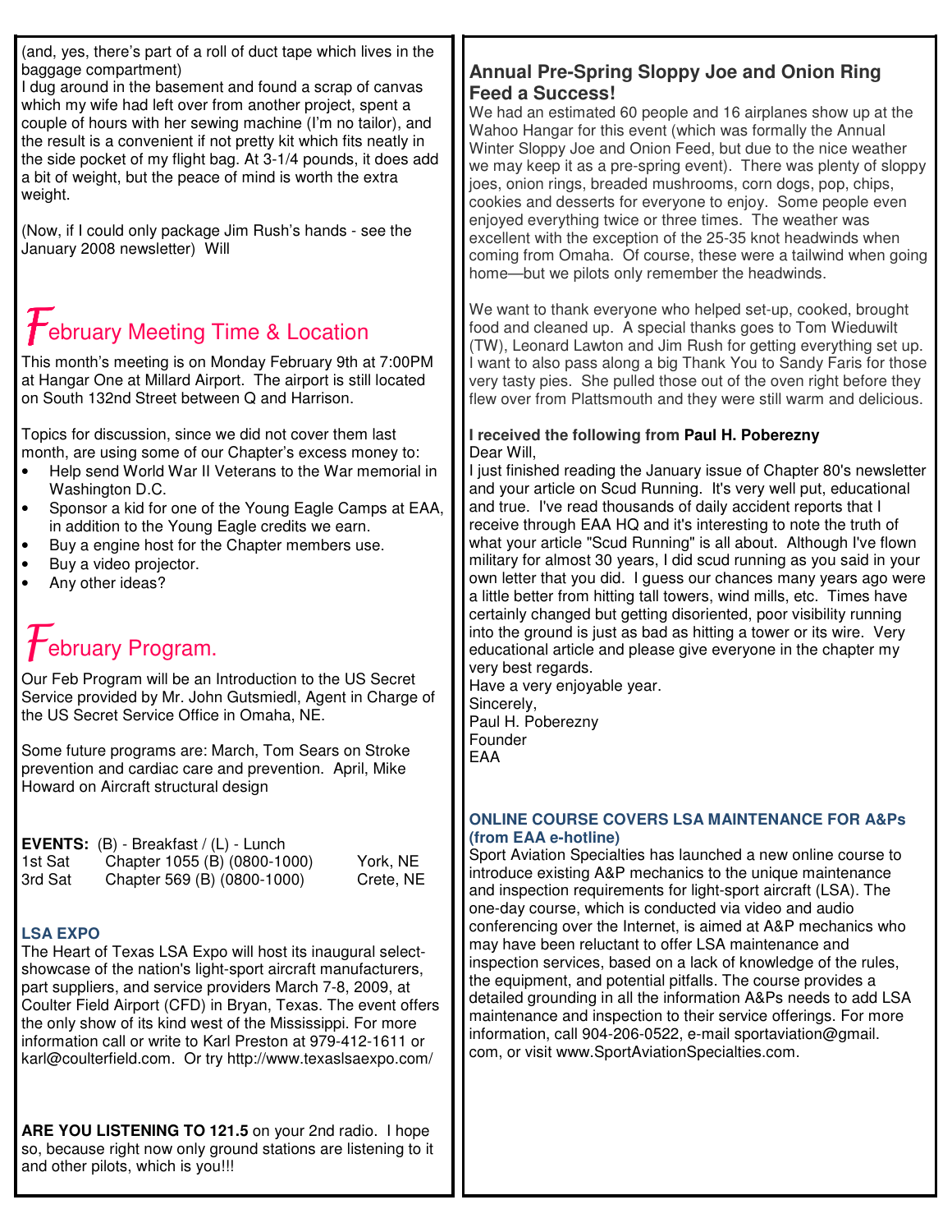(and, yes, there's part of a roll of duct tape which lives in the baggage compartment)

I dug around in the basement and found a scrap of canvas which my wife had left over from another project, spent a couple of hours with her sewing machine (I'm no tailor), and the result is a convenient if not pretty kit which fits neatly in the side pocket of my flight bag. At 3-1/4 pounds, it does add a bit of weight, but the peace of mind is worth the extra weight.

(Now, if I could only package Jim Rush's hands - see the January 2008 newsletter) Will

## February Meeting Time & Location

This month's meeting is on Monday February 9th at 7:00PM at Hangar One at Millard Airport. The airport is still located on South 132nd Street between Q and Harrison.

Topics for discussion, since we did not cover them last month, are using some of our Chapter's excess money to:

- Help send World War II Veterans to the War memorial in Washington D.C.
- Sponsor a kid for one of the Young Eagle Camps at EAA, in addition to the Young Eagle credits we earn.
- Buy a engine host for the Chapter members use.
- Buy a video projector.
- Any other ideas?

## February Program.

Our Feb Program will be an Introduction to the US Secret Service provided by Mr. John Gutsmiedl, Agent in Charge of the US Secret Service Office in Omaha, NE.

Some future programs are: March, Tom Sears on Stroke prevention and cardiac care and prevention. April, Mike Howard on Aircraft structural design

**EVENTS:** (B) - Breakfast / (L) - Lunch

| | | |
|---|---|---|
| 1st Sat | Chapter 1055 (B) (0800-1000) | York, NE |
| 3rd Sat | Chapter 569 (B) (0800-1000) | Crete, NE |

### LSA EXPO

The Heart of Texas LSA Expo will host its inaugural select-showcase of the nation's light-sport aircraft manufacturers, part suppliers, and service providers March 7-8, 2009, at Coulter Field Airport (CFD) in Bryan, Texas. The event offers the only show of its kind west of the Mississippi. For more information call or write to Karl Preston at 979-412-1611 or karl@coulterfield.com. Or try http://www.texaslsaexpo.com/

**ARE YOU LISTENING TO 121.5** on your 2nd radio. I hope so, because right now only ground stations are listening to it and other pilots, which is you!!!

## Annual Pre-Spring Sloppy Joe and Onion Ring Feed a Success!

We had an estimated 60 people and 16 airplanes show up at the Wahoo Hangar for this event (which was formally the Annual Winter Sloppy Joe and Onion Feed, but due to the nice weather we may keep it as a pre-spring event). There was plenty of sloppy joes, onion rings, breaded mushrooms, corn dogs, pop, chips, cookies and desserts for everyone to enjoy. Some people even enjoyed everything twice or three times. The weather was excellent with the exception of the 25-35 knot headwinds when coming from Omaha. Of course, these were a tailwind when going home—but we pilots only remember the headwinds.

We want to thank everyone who helped set-up, cooked, brought food and cleaned up. A special thanks goes to Tom Wieduwilt (TW), Leonard Lawton and Jim Rush for getting everything set up. I want to also pass along a big Thank You to Sandy Faris for those very tasty pies. She pulled those out of the oven right before they flew over from Plattsmouth and they were still warm and delicious.

**I received the following from Paul H. Poberezny**

Dear Will,

I just finished reading the January issue of Chapter 80's newsletter and your article on Scud Running. It's very well put, educational and true. I've read thousands of daily accident reports that I receive through EAA HQ and it's interesting to note the truth of what your article "Scud Running" is all about. Although I've flown military for almost 30 years, I did scud running as you said in your own letter that you did. I guess our chances many years ago were a little better from hitting tall towers, wind mills, etc. Times have certainly changed but getting disoriented, poor visibility running into the ground is just as bad as hitting a tower or its wire. Very educational article and please give everyone in the chapter my very best regards.

Have a very enjoyable year.

Sincerely,

Paul H. Poberezny

Founder

EAA

### ONLINE COURSE COVERS LSA MAINTENANCE FOR A&Ps (from EAA e-hotline)

Sport Aviation Specialties has launched a new online course to introduce existing A&P mechanics to the unique maintenance and inspection requirements for light-sport aircraft (LSA). The one-day course, which is conducted via video and audio conferencing over the Internet, is aimed at A&P mechanics who may have been reluctant to offer LSA maintenance and inspection services, based on a lack of knowledge of the rules, the equipment, and potential pitfalls. The course provides a detailed grounding in all the information A&Ps needs to add LSA maintenance and inspection to their service offerings. For more information, call 904-206-0522, e-mail sportaviation@gmail.com, or visit www.SportAviationSpecialties.com.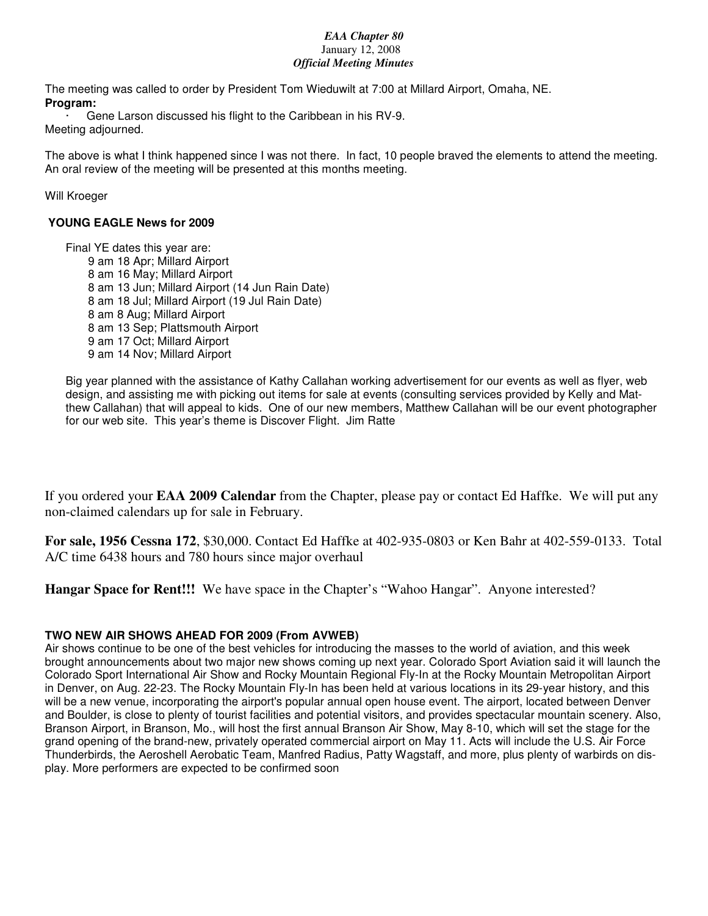*EAA Chapter 80*
January 12, 2008
***Official Meeting Minutes***

The meeting was called to order by President Tom Wieduwilt at 7:00 at Millard Airport, Omaha, NE.
**Program:**

- Gene Larson discussed his flight to the Caribbean in his RV-9.

Meeting adjourned.

The above is what I think happened since I was not there. In fact, 10 people braved the elements to attend the meeting. An oral review of the meeting will be presented at this months meeting.

Will Kroeger

**YOUNG EAGLE News for 2009**

Final YE dates this year are:

- 9 am 18 Apr; Millard Airport
- 8 am 16 May; Millard Airport
- 8 am 13 Jun; Millard Airport (14 Jun Rain Date)
- 8 am 18 Jul; Millard Airport (19 Jul Rain Date)
- 8 am 8 Aug; Millard Airport
- 8 am 13 Sep; Plattsmouth Airport
- 9 am 17 Oct; Millard Airport
- 9 am 14 Nov; Millard Airport

Big year planned with the assistance of Kathy Callahan working advertisement for our events as well as flyer, web design, and assisting me with picking out items for sale at events (consulting services provided by Kelly and Matthew Callahan) that will appeal to kids. One of our new members, Matthew Callahan will be our event photographer for our web site. This year's theme is Discover Flight. Jim Ratte

If you ordered your **EAA 2009 Calendar** from the Chapter, please pay or contact Ed Haffke. We will put any non-claimed calendars up for sale in February.

**For sale, 1956 Cessna 172**, $30,000. Contact Ed Haffke at 402-935-0803 or Ken Bahr at 402-559-0133. Total A/C time 6438 hours and 780 hours since major overhaul

**Hangar Space for Rent!!!** We have space in the Chapter's "Wahoo Hangar". Anyone interested?

**TWO NEW AIR SHOWS AHEAD FOR 2009 (From AVWEB)**

Air shows continue to be one of the best vehicles for introducing the masses to the world of aviation, and this week brought announcements about two major new shows coming up next year. Colorado Sport Aviation said it will launch the Colorado Sport International Air Show and Rocky Mountain Regional Fly-In at the Rocky Mountain Metropolitan Airport in Denver, on Aug. 22-23. The Rocky Mountain Fly-In has been held at various locations in its 29-year history, and this will be a new venue, incorporating the airport's popular annual open house event. The airport, located between Denver and Boulder, is close to plenty of tourist facilities and potential visitors, and provides spectacular mountain scenery. Also, Branson Airport, in Branson, Mo., will host the first annual Branson Air Show, May 8-10, which will set the stage for the grand opening of the brand-new, privately operated commercial airport on May 11. Acts will include the U.S. Air Force Thunderbirds, the Aeroshell Aerobatic Team, Manfred Radius, Patty Wagstaff, and more, plus plenty of warbirds on display. More performers are expected to be confirmed soon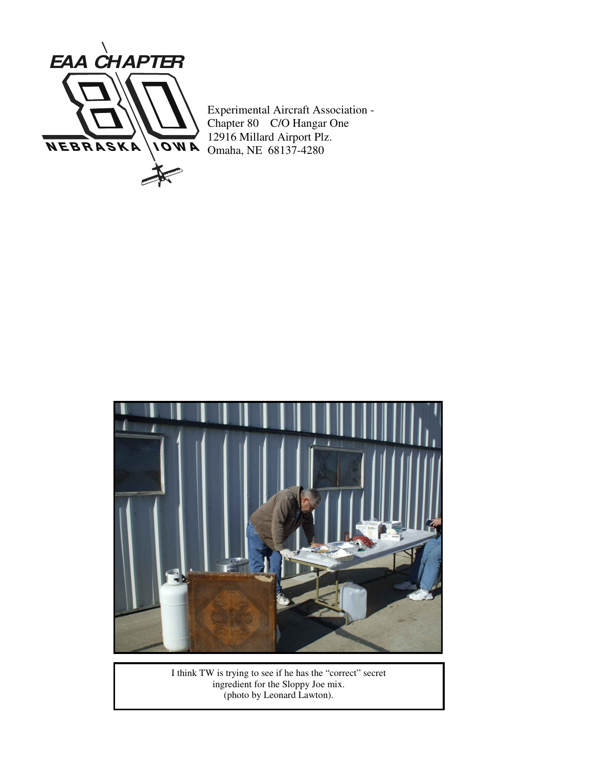Experimental Aircraft Association -
Chapter 80    C/O Hangar One
12916 Millard Airport Plz.
Omaha, NE  68137-4280

I think TW is trying to see if he has the "correct" secret ingredient for the Sloppy Joe mix.
(photo by Leonard Lawton).